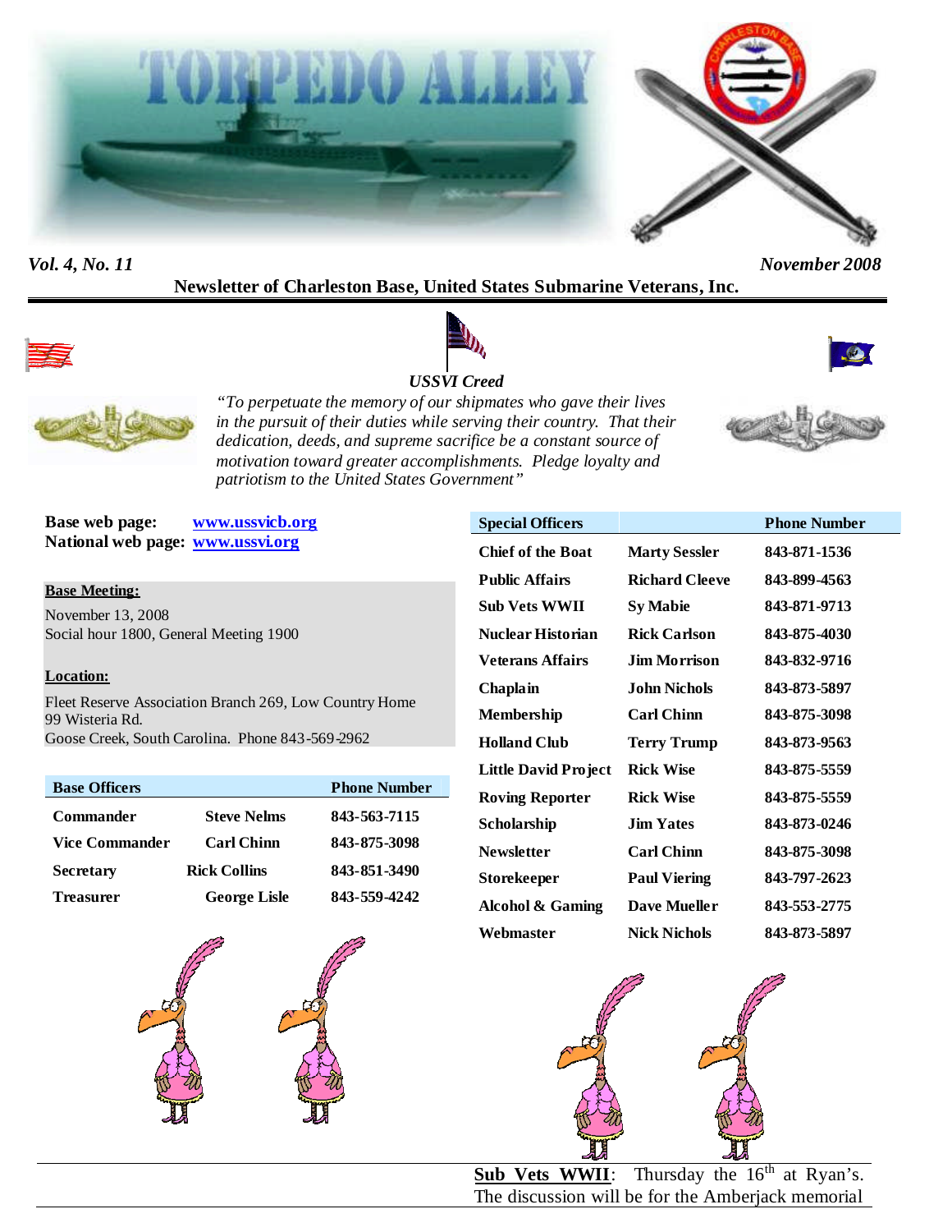# TORPEDO ALLEY

*Vol. 4, No. 11* *November 2008*

**Newsletter of Charleston Base, United States Submarine Veterans, Inc.**

***USSVI Creed***

*"To perpetuate the memory of our shipmates who gave their lives in the pursuit of their duties while serving their country. That their dedication, deeds, and supreme sacrifice be a constant source of motivation toward greater accomplishments. Pledge loyalty and patriotism to the United States Government"*

**Base web page:** www.ussvicb.org
**National web page:** www.ussvi.org

**Base Meeting:**

November 13, 2008
Social hour 1800, General Meeting 1900

**Location:**

Fleet Reserve Association Branch 269, Low Country Home
99 Wisteria Rd.
Goose Creek, South Carolina. Phone 843-569-2962

| Base Officers | | Phone Number |
|---|---|---|
| Commander | Steve Nelms | 843-563-7115 |
| Vice Commander | Carl Chinn | 843-875-3098 |
| Secretary | Rick Collins | 843-851-3490 |
| Treasurer | George Lisle | 843-559-4242 |

| Special Officers | | Phone Number |
|---|---|---|
| Chief of the Boat | Marty Sessler | 843-871-1536 |
| Public Affairs | Richard Cleeve | 843-899-4563 |
| Sub Vets WWII | Sy Mabie | 843-871-9713 |
| Nuclear Historian | Rick Carlson | 843-875-4030 |
| Veterans Affairs | Jim Morrison | 843-832-9716 |
| Chaplain | John Nichols | 843-873-5897 |
| Membership | Carl Chinn | 843-875-3098 |
| Holland Club | Terry Trump | 843-873-9563 |
| Little David Project | Rick Wise | 843-875-5559 |
| Roving Reporter | Rick Wise | 843-875-5559 |
| Scholarship | Jim Yates | 843-873-0246 |
| Newsletter | Carl Chinn | 843-875-3098 |
| Storekeeper | Paul Viering | 843-797-2623 |
| Alcohol & Gaming | Dave Mueller | 843-553-2775 |
| Webmaster | Nick Nichols | 843-873-5897 |

**Sub Vets WWII**: Thursday the 16th at Ryan's. The discussion will be for the Amberjack memorial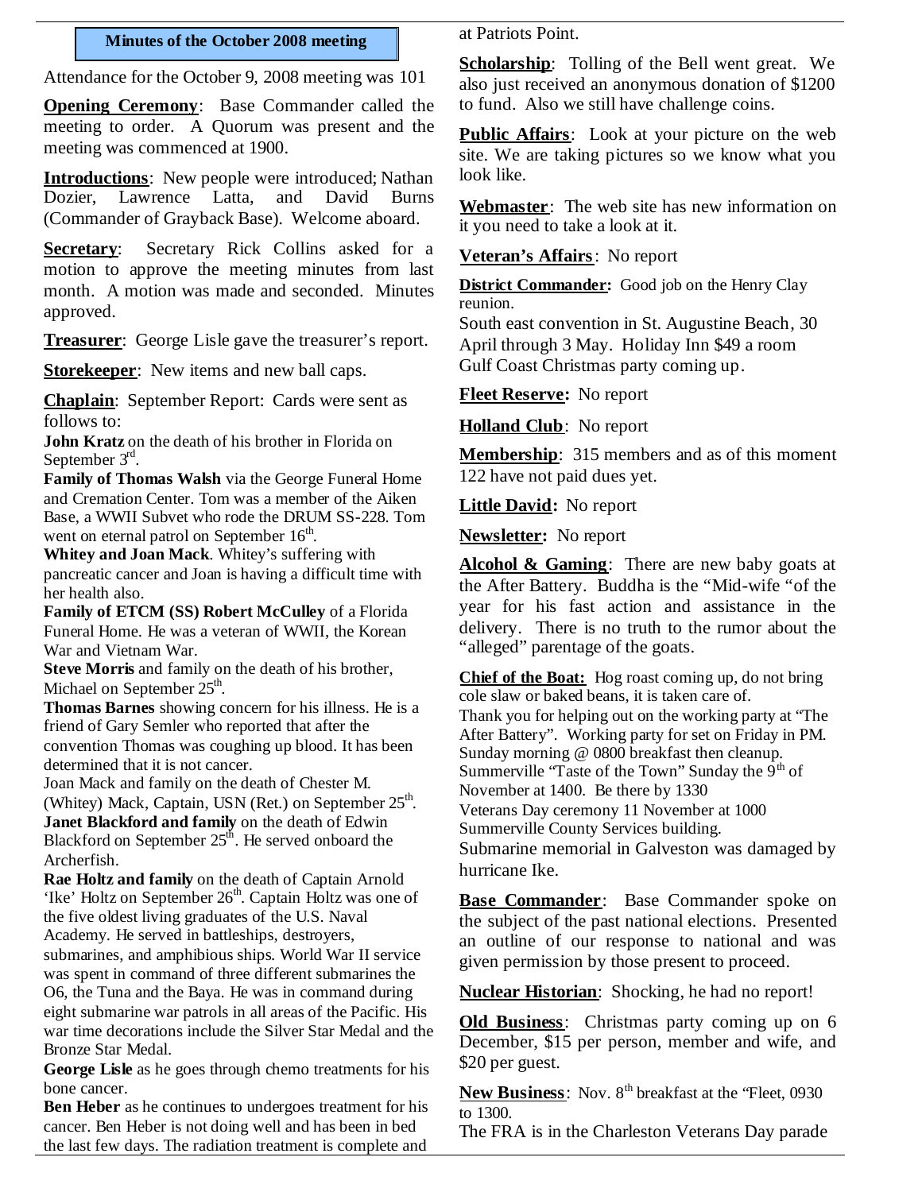## Minutes of the October 2008 meeting

Attendance for the October 9, 2008 meeting was 101

**Opening Ceremony**: Base Commander called the meeting to order. A Quorum was present and the meeting was commenced at 1900.

**Introductions**: New people were introduced; Nathan Dozier, Lawrence Latta, and David Burns (Commander of Grayback Base). Welcome aboard.

**Secretary**: Secretary Rick Collins asked for a motion to approve the meeting minutes from last month. A motion was made and seconded. Minutes approved.

**Treasurer**: George Lisle gave the treasurer's report.

**Storekeeper**: New items and new ball caps.

**Chaplain**: September Report: Cards were sent as follows to:

**John Kratz** on the death of his brother in Florida on September 3rd.

**Family of Thomas Walsh** via the George Funeral Home and Cremation Center. Tom was a member of the Aiken Base, a WWII Subvet who rode the DRUM SS-228. Tom went on eternal patrol on September 16th.

**Whitey and Joan Mack**. Whitey's suffering with pancreatic cancer and Joan is having a difficult time with her health also.

**Family of ETCM (SS) Robert McCulley** of a Florida Funeral Home. He was a veteran of WWII, the Korean War and Vietnam War.

**Steve Morris** and family on the death of his brother, Michael on September 25th.

**Thomas Barnes** showing concern for his illness. He is a friend of Gary Semler who reported that after the convention Thomas was coughing up blood. It has been determined that it is not cancer.

Joan Mack and family on the death of Chester M. (Whitey) Mack, Captain, USN (Ret.) on September 25th.

**Janet Blackford and family** on the death of Edwin Blackford on September 25th. He served onboard the Archerfish.

**Rae Holtz and family** on the death of Captain Arnold 'Ike' Holtz on September 26th. Captain Holtz was one of the five oldest living graduates of the U.S. Naval Academy. He served in battleships, destroyers, submarines, and amphibious ships. World War II service was spent in command of three different submarines the O6, the Tuna and the Baya. He was in command during eight submarine war patrols in all areas of the Pacific. His war time decorations include the Silver Star Medal and the Bronze Star Medal.

**George Lisle** as he goes through chemo treatments for his bone cancer.

**Ben Heber** as he continues to undergoes treatment for his cancer. Ben Heber is not doing well and has been in bed the last few days. The radiation treatment is complete and at Patriots Point.

**Scholarship**: Tolling of the Bell went great. We also just received an anonymous donation of $1200 to fund. Also we still have challenge coins.

**Public Affairs**: Look at your picture on the web site. We are taking pictures so we know what you look like.

**Webmaster**: The web site has new information on it you need to take a look at it.

**Veteran's Affairs**: No report

**District Commander:** Good job on the Henry Clay reunion.

South east convention in St. Augustine Beach, 30 April through 3 May. Holiday Inn $49 a room

Gulf Coast Christmas party coming up.

**Fleet Reserve:** No report

**Holland Club**: No report

**Membership**: 315 members and as of this moment 122 have not paid dues yet.

**Little David:** No report

**Newsletter:** No report

**Alcohol & Gaming**: There are new baby goats at the After Battery. Buddha is the "Mid-wife "of the year for his fast action and assistance in the delivery. There is no truth to the rumor about the "alleged" parentage of the goats.

**Chief of the Boat:** Hog roast coming up, do not bring cole slaw or baked beans, it is taken care of.

Thank you for helping out on the working party at "The After Battery". Working party for set on Friday in PM. Sunday morning @ 0800 breakfast then cleanup.

Summerville "Taste of the Town" Sunday the 9th of November at 1400. Be there by 1330

Veterans Day ceremony 11 November at 1000 Summerville County Services building.

Submarine memorial in Galveston was damaged by hurricane Ike.

**Base Commander**: Base Commander spoke on the subject of the past national elections. Presented an outline of our response to national and was given permission by those present to proceed.

**Nuclear Historian**: Shocking, he had no report!

**Old Business**: Christmas party coming up on 6 December, $15 per person, member and wife, and $20 per guest.

**New Business**: Nov. 8th breakfast at the "Fleet, 0930 to 1300.

The FRA is in the Charleston Veterans Day parade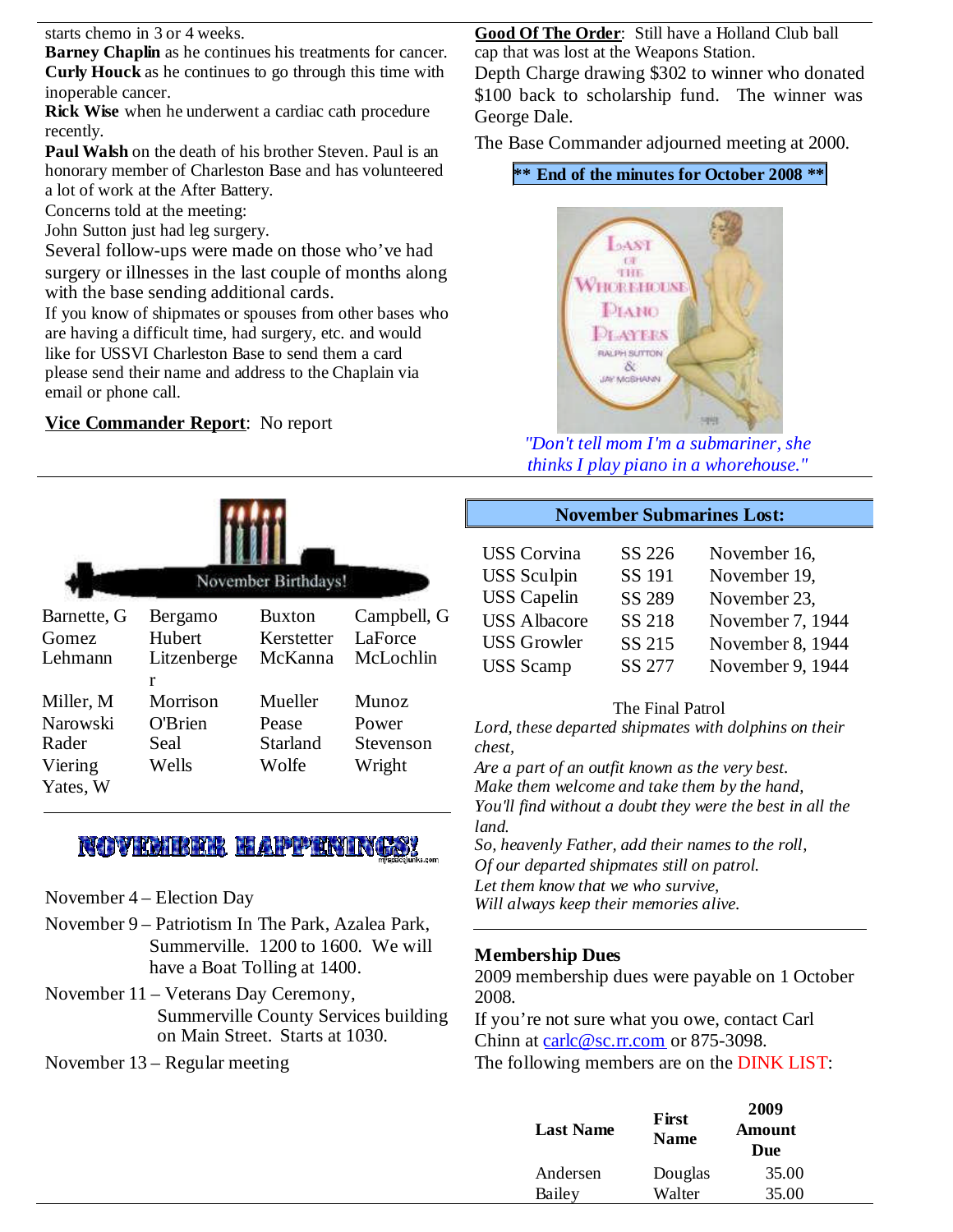starts chemo in 3 or 4 weeks.

**Barney Chaplin** as he continues his treatments for cancer.

**Curly Houck** as he continues to go through this time with inoperable cancer.

**Rick Wise** when he underwent a cardiac cath procedure recently.

**Paul Walsh** on the death of his brother Steven. Paul is an honorary member of Charleston Base and has volunteered a lot of work at the After Battery.

Concerns told at the meeting:

John Sutton just had leg surgery.

Several follow-ups were made on those who've had surgery or illnesses in the last couple of months along with the base sending additional cards.

If you know of shipmates or spouses from other bases who are having a difficult time, had surgery, etc. and would like for USSVI Charleston Base to send them a card please send their name and address to the Chaplain via email or phone call.

**Vice Commander Report**: No report

**Good Of The Order**: Still have a Holland Club ball cap that was lost at the Weapons Station.

Depth Charge drawing $302 to winner who donated $100 back to scholarship fund. The winner was George Dale.

The Base Commander adjourned meeting at 2000.

**\*\* End of the minutes for October 2008 \*\***

*"Don't tell mom I'm a submariner, she thinks I play piano in a whorehouse."*

## November Birthdays!

| | | | |
|---|---|---|---|
| Barnette, G | Bergamo | Buxton | Campbell, G |
| Gomez | Hubert | Kerstetter | LaForce |
| Lehmann | Litzenberger | McKanna | McLochlin |
| Miller, M | Morrison | Mueller | Munoz |
| Narowski | O'Brien | Pease | Power |
| Rader | Seal | Starland | Stevenson |
| Viering | Wells | Wolfe | Wright |
| Yates, W | | | |

## NOVEMBER HAPPENINGS!

November 4 – Election Day

November 9 – Patriotism In The Park, Azalea Park, Summerville. 1200 to 1600. We will have a Boat Tolling at 1400.

November 11 – Veterans Day Ceremony, Summerville County Services building on Main Street. Starts at 1030.

November 13 – Regular meeting

## November Submarines Lost:

| | | |
|---|---|---|
| USS Corvina | SS 226 | November 16, |
| USS Sculpin | SS 191 | November 19, |
| USS Capelin | SS 289 | November 23, |
| USS Albacore | SS 218 | November 7, 1944 |
| USS Growler | SS 215 | November 8, 1944 |
| USS Scamp | SS 277 | November 9, 1944 |

The Final Patrol

*Lord, these departed shipmates with dolphins on their chest,*
*Are a part of an outfit known as the very best.*
*Make them welcome and take them by the hand,*
*You'll find without a doubt they were the best in all the land.*
*So, heavenly Father, add their names to the roll,*
*Of our departed shipmates still on patrol.*
*Let them know that we who survive,*
*Will always keep their memories alive.*

### Membership Dues

2009 membership dues were payable on 1 October 2008.

If you're not sure what you owe, contact Carl Chinn at carlc@sc.rr.com or 875-3098.

The following members are on the DINK LIST:

| Last Name | First Name | 2009 Amount Due |
|---|---|---|
| Andersen | Douglas | 35.00 |
| Bailey | Walter | 35.00 |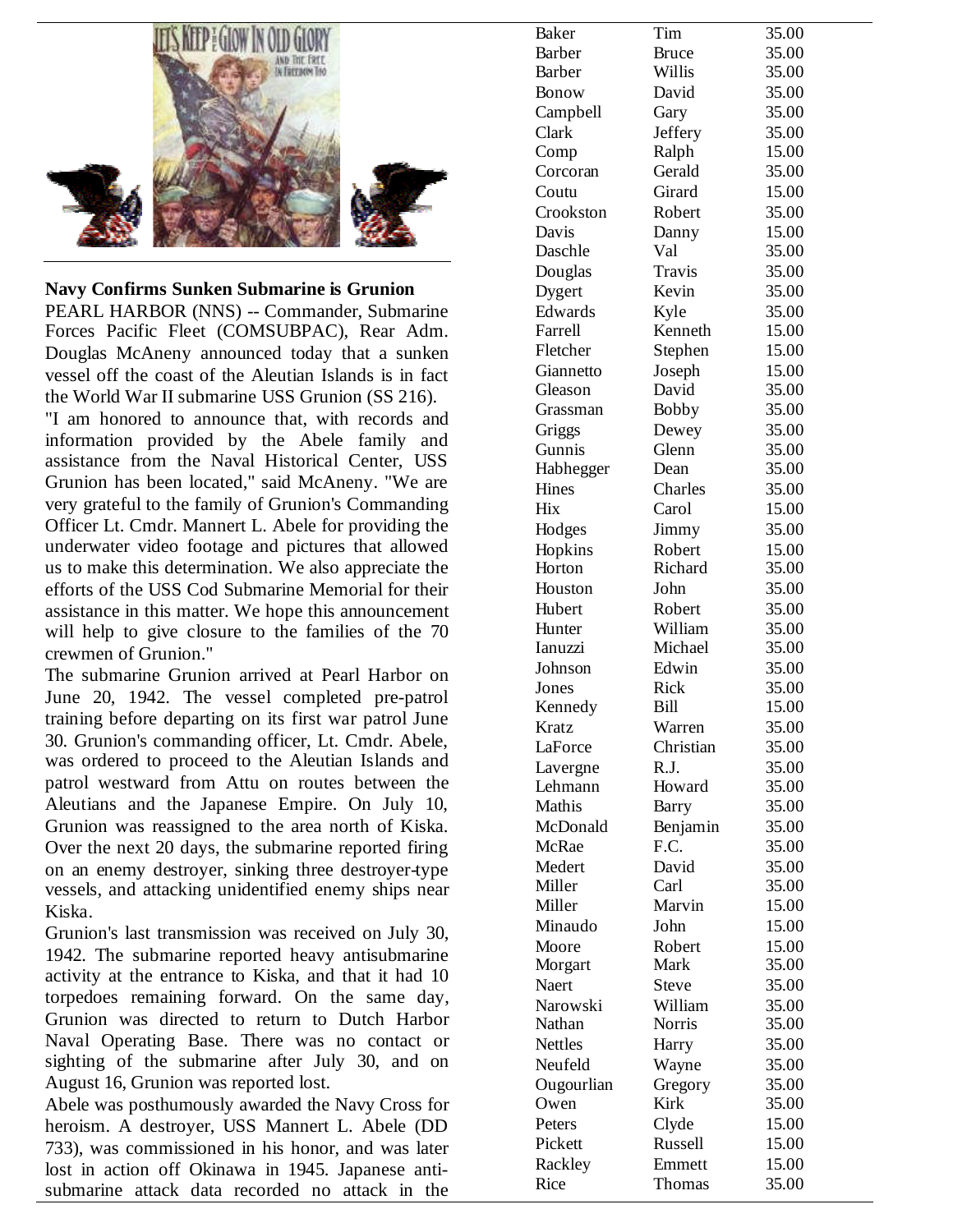**Navy Confirms Sunken Submarine is Grunion**

PEARL HARBOR (NNS) -- Commander, Submarine Forces Pacific Fleet (COMSUBPAC), Rear Adm. Douglas McAneny announced today that a sunken vessel off the coast of the Aleutian Islands is in fact the World War II submarine USS Grunion (SS 216).

"I am honored to announce that, with records and information provided by the Abele family and assistance from the Naval Historical Center, USS Grunion has been located," said McAneny. "We are very grateful to the family of Grunion's Commanding Officer Lt. Cmdr. Mannert L. Abele for providing the underwater video footage and pictures that allowed us to make this determination. We also appreciate the efforts of the USS Cod Submarine Memorial for their assistance in this matter. We hope this announcement will help to give closure to the families of the 70 crewmen of Grunion."

The submarine Grunion arrived at Pearl Harbor on June 20, 1942. The vessel completed pre-patrol training before departing on its first war patrol June 30. Grunion's commanding officer, Lt. Cmdr. Abele, was ordered to proceed to the Aleutian Islands and patrol westward from Attu on routes between the Aleutians and the Japanese Empire. On July 10, Grunion was reassigned to the area north of Kiska. Over the next 20 days, the submarine reported firing on an enemy destroyer, sinking three destroyer-type vessels, and attacking unidentified enemy ships near Kiska.

Grunion's last transmission was received on July 30, 1942. The submarine reported heavy antisubmarine activity at the entrance to Kiska, and that it had 10 torpedoes remaining forward. On the same day, Grunion was directed to return to Dutch Harbor Naval Operating Base. There was no contact or sighting of the submarine after July 30, and on August 16, Grunion was reported lost.

Abele was posthumously awarded the Navy Cross for heroism. A destroyer, USS Mannert L. Abele (DD 733), was commissioned in his honor, and was later lost in action off Okinawa in 1945. Japanese anti-submarine attack data recorded no attack in the

| | | |
|---|---|---|
| Baker | Tim | 35.00 |
| Barber | Bruce | 35.00 |
| Barber | Willis | 35.00 |
| Bonow | David | 35.00 |
| Campbell | Gary | 35.00 |
| Clark | Jeffery | 35.00 |
| Comp | Ralph | 15.00 |
| Corcoran | Gerald | 35.00 |
| Coutu | Girard | 15.00 |
| Crookston | Robert | 35.00 |
| Davis | Danny | 15.00 |
| Daschle | Val | 35.00 |
| Douglas | Travis | 35.00 |
| Dygert | Kevin | 35.00 |
| Edwards | Kyle | 35.00 |
| Farrell | Kenneth | 15.00 |
| Fletcher | Stephen | 15.00 |
| Giannetto | Joseph | 15.00 |
| Gleason | David | 35.00 |
| Grassman | Bobby | 35.00 |
| Griggs | Dewey | 35.00 |
| Gunnis | Glenn | 35.00 |
| Habhegger | Dean | 35.00 |
| Hines | Charles | 35.00 |
| Hix | Carol | 15.00 |
| Hodges | Jimmy | 35.00 |
| Hopkins | Robert | 15.00 |
| Horton | Richard | 35.00 |
| Houston | John | 35.00 |
| Hubert | Robert | 35.00 |
| Hunter | William | 35.00 |
| Ianuzzi | Michael | 35.00 |
| Johnson | Edwin | 35.00 |
| Jones | Rick | 35.00 |
| Kennedy | Bill | 15.00 |
| Kratz | Warren | 35.00 |
| LaForce | Christian | 35.00 |
| Lavergne | R.J. | 35.00 |
| Lehmann | Howard | 35.00 |
| Mathis | Barry | 35.00 |
| McDonald | Benjamin | 35.00 |
| McRae | F.C. | 35.00 |
| Medert | David | 35.00 |
| Miller | Carl | 35.00 |
| Miller | Marvin | 15.00 |
| Minaudo | John | 15.00 |
| Moore | Robert | 15.00 |
| Morgart | Mark | 35.00 |
| Naert | Steve | 35.00 |
| Narowski | William | 35.00 |
| Nathan | Norris | 35.00 |
| Nettles | Harry | 35.00 |
| Neufeld | Wayne | 35.00 |
| Ougourlian | Gregory | 35.00 |
| Owen | Kirk | 35.00 |
| Peters | Clyde | 15.00 |
| Pickett | Russell | 15.00 |
| Rackley | Emmett | 15.00 |
| Rice | Thomas | 35.00 |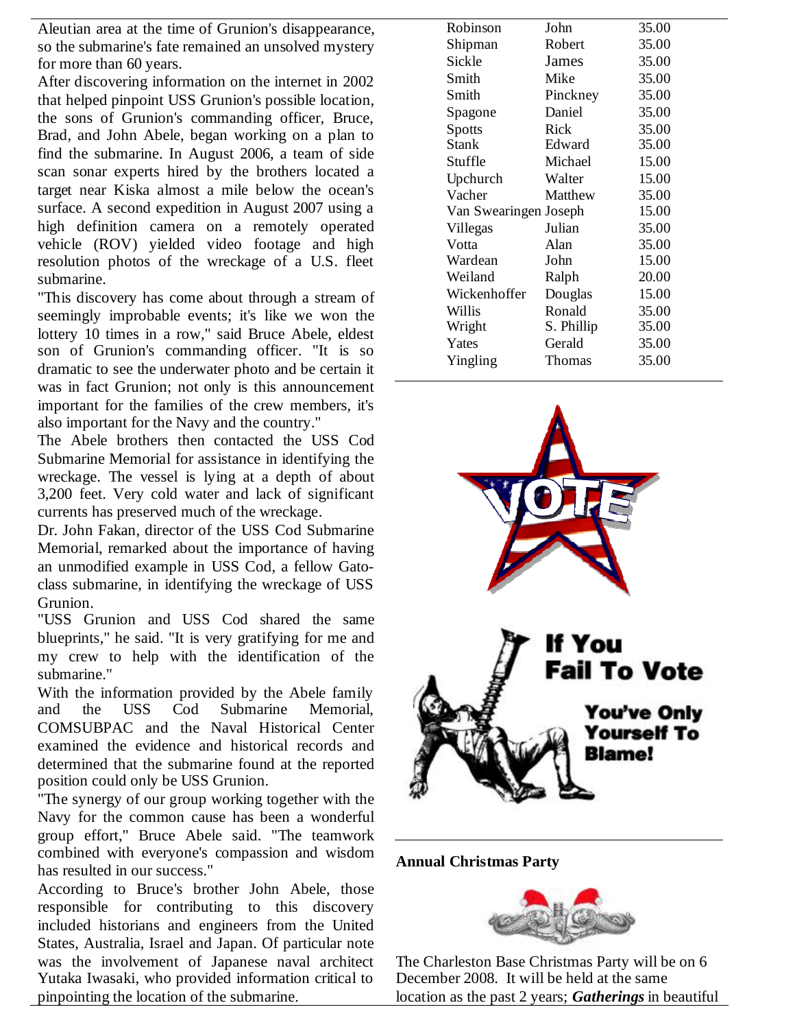Aleutian area at the time of Grunion's disappearance, so the submarine's fate remained an unsolved mystery for more than 60 years.

After discovering information on the internet in 2002 that helped pinpoint USS Grunion's possible location, the sons of Grunion's commanding officer, Bruce, Brad, and John Abele, began working on a plan to find the submarine. In August 2006, a team of side scan sonar experts hired by the brothers located a target near Kiska almost a mile below the ocean's surface. A second expedition in August 2007 using a high definition camera on a remotely operated vehicle (ROV) yielded video footage and high resolution photos of the wreckage of a U.S. fleet submarine.

"This discovery has come about through a stream of seemingly improbable events; it's like we won the lottery 10 times in a row," said Bruce Abele, eldest son of Grunion's commanding officer. "It is so dramatic to see the underwater photo and be certain it was in fact Grunion; not only is this announcement important for the families of the crew members, it's also important for the Navy and the country."

The Abele brothers then contacted the USS Cod Submarine Memorial for assistance in identifying the wreckage. The vessel is lying at a depth of about 3,200 feet. Very cold water and lack of significant currents has preserved much of the wreckage.

Dr. John Fakan, director of the USS Cod Submarine Memorial, remarked about the importance of having an unmodified example in USS Cod, a fellow Gato-class submarine, in identifying the wreckage of USS Grunion.

"USS Grunion and USS Cod shared the same blueprints," he said. "It is very gratifying for me and my crew to help with the identification of the submarine."

With the information provided by the Abele family and the USS Cod Submarine Memorial, COMSUBPAC and the Naval Historical Center examined the evidence and historical records and determined that the submarine found at the reported position could only be USS Grunion.

"The synergy of our group working together with the Navy for the common cause has been a wonderful group effort," Bruce Abele said. "The teamwork combined with everyone's compassion and wisdom has resulted in our success."

According to Bruce's brother John Abele, those responsible for contributing to this discovery included historians and engineers from the United States, Australia, Israel and Japan. Of particular note was the involvement of Japanese naval architect Yutaka Iwasaki, who provided information critical to pinpointing the location of the submarine.

| | | |
|---|---|---|
| Robinson | John | 35.00 |
| Shipman | Robert | 35.00 |
| Sickle | James | 35.00 |
| Smith | Mike | 35.00 |
| Smith | Pinckney | 35.00 |
| Spagone | Daniel | 35.00 |
| Spotts | Rick | 35.00 |
| Stank | Edward | 35.00 |
| Stuffle | Michael | 15.00 |
| Upchurch | Walter | 15.00 |
| Vacher | Matthew | 35.00 |
| Van Swearingen | Joseph | 15.00 |
| Villegas | Julian | 35.00 |
| Votta | Alan | 35.00 |
| Wardean | John | 15.00 |
| Weiland | Ralph | 20.00 |
| Wickenhoffer | Douglas | 15.00 |
| Willis | Ronald | 35.00 |
| Wright | S. Phillip | 35.00 |
| Yates | Gerald | 35.00 |
| Yingling | Thomas | 35.00 |

VOTE

If You Fail To Vote

You've Only Yourself To Blame!

**Annual Christmas Party**

The Charleston Base Christmas Party will be on 6 December 2008. It will be held at the same location as the past 2 years; ***Gatherings*** in beautiful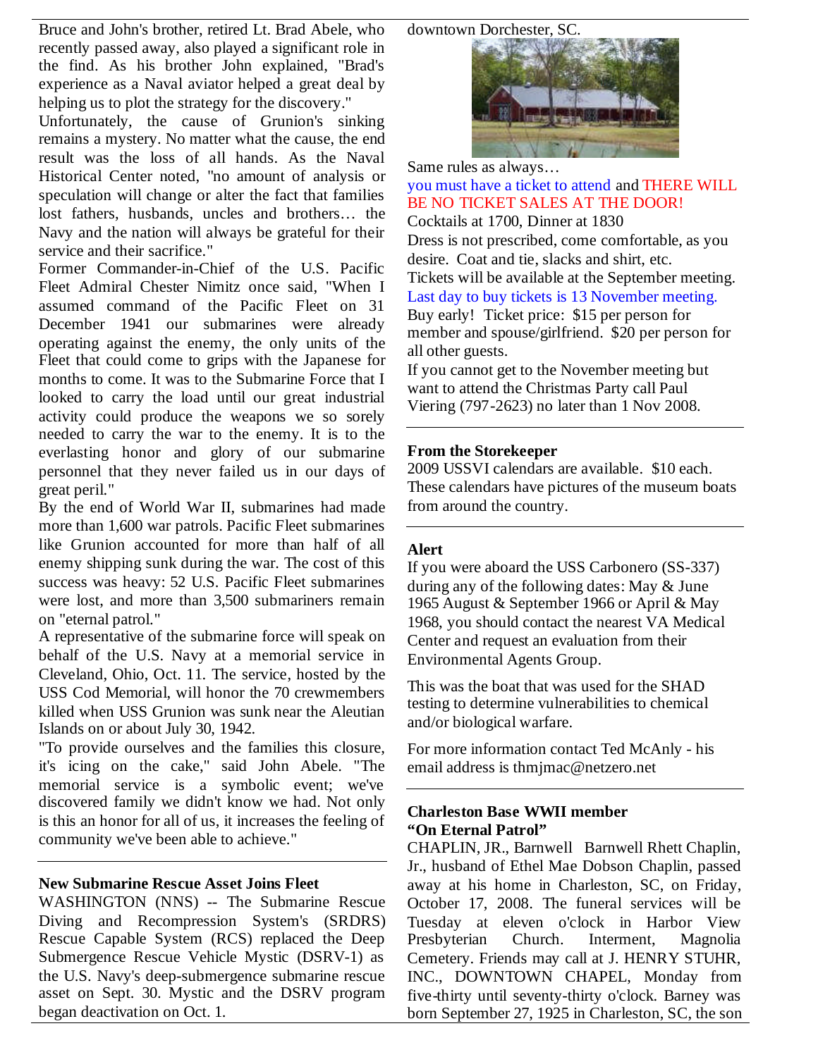Bruce and John's brother, retired Lt. Brad Abele, who recently passed away, also played a significant role in the find. As his brother John explained, "Brad's experience as a Naval aviator helped a great deal by helping us to plot the strategy for the discovery."

Unfortunately, the cause of Grunion's sinking remains a mystery. No matter what the cause, the end result was the loss of all hands. As the Naval Historical Center noted, "no amount of analysis or speculation will change or alter the fact that families lost fathers, husbands, uncles and brothers… the Navy and the nation will always be grateful for their service and their sacrifice."

Former Commander-in-Chief of the U.S. Pacific Fleet Admiral Chester Nimitz once said, "When I assumed command of the Pacific Fleet on 31 December 1941 our submarines were already operating against the enemy, the only units of the Fleet that could come to grips with the Japanese for months to come. It was to the Submarine Force that I looked to carry the load until our great industrial activity could produce the weapons we so sorely needed to carry the war to the enemy. It is to the everlasting honor and glory of our submarine personnel that they never failed us in our days of great peril."

By the end of World War II, submarines had made more than 1,600 war patrols. Pacific Fleet submarines like Grunion accounted for more than half of all enemy shipping sunk during the war. The cost of this success was heavy: 52 U.S. Pacific Fleet submarines were lost, and more than 3,500 submariners remain on "eternal patrol."

A representative of the submarine force will speak on behalf of the U.S. Navy at a memorial service in Cleveland, Ohio, Oct. 11. The service, hosted by the USS Cod Memorial, will honor the 70 crewmembers killed when USS Grunion was sunk near the Aleutian Islands on or about July 30, 1942.

"To provide ourselves and the families this closure, it's icing on the cake," said John Abele. "The memorial service is a symbolic event; we've discovered family we didn't know we had. Not only is this an honor for all of us, it increases the feeling of community we've been able to achieve."

---

**New Submarine Rescue Asset Joins Fleet**

WASHINGTON (NNS) -- The Submarine Rescue Diving and Recompression System's (SRDRS) Rescue Capable System (RCS) replaced the Deep Submergence Rescue Vehicle Mystic (DSRV-1) as the U.S. Navy's deep-submergence submarine rescue asset on Sept. 30. Mystic and the DSRV program began deactivation on Oct. 1.

downtown Dorchester, SC.

Same rules as always…

you must have a ticket to attend and THERE WILL BE NO TICKET SALES AT THE DOOR!

Cocktails at 1700, Dinner at 1830

Dress is not prescribed, come comfortable, as you desire. Coat and tie, slacks and shirt, etc.

Tickets will be available at the September meeting.

Last day to buy tickets is 13 November meeting.

Buy early! Ticket price: $15 per person for member and spouse/girlfriend. $20 per person for all other guests.

If you cannot get to the November meeting but want to attend the Christmas Party call Paul Viering (797-2623) no later than 1 Nov 2008.

---

**From the Storekeeper**

2009 USSVI calendars are available. $10 each. These calendars have pictures of the museum boats from around the country.

---

**Alert**

If you were aboard the USS Carbonero (SS-337) during any of the following dates: May & June 1965 August & September 1966 or April & May 1968, you should contact the nearest VA Medical Center and request an evaluation from their Environmental Agents Group.

This was the boat that was used for the SHAD testing to determine vulnerabilities to chemical and/or biological warfare.

For more information contact Ted McAnly - his email address is thmjmac@netzero.net

---

**Charleston Base WWII member "On Eternal Patrol"**

CHAPLIN, JR., Barnwell Barnwell Rhett Chaplin, Jr., husband of Ethel Mae Dobson Chaplin, passed away at his home in Charleston, SC, on Friday, October 17, 2008. The funeral services will be Tuesday at eleven o'clock in Harbor View Presbyterian Church. Interment, Magnolia Cemetery. Friends may call at J. HENRY STUHR, INC., DOWNTOWN CHAPEL, Monday from five-thirty until seventy-thirty o'clock. Barney was born September 27, 1925 in Charleston, SC, the son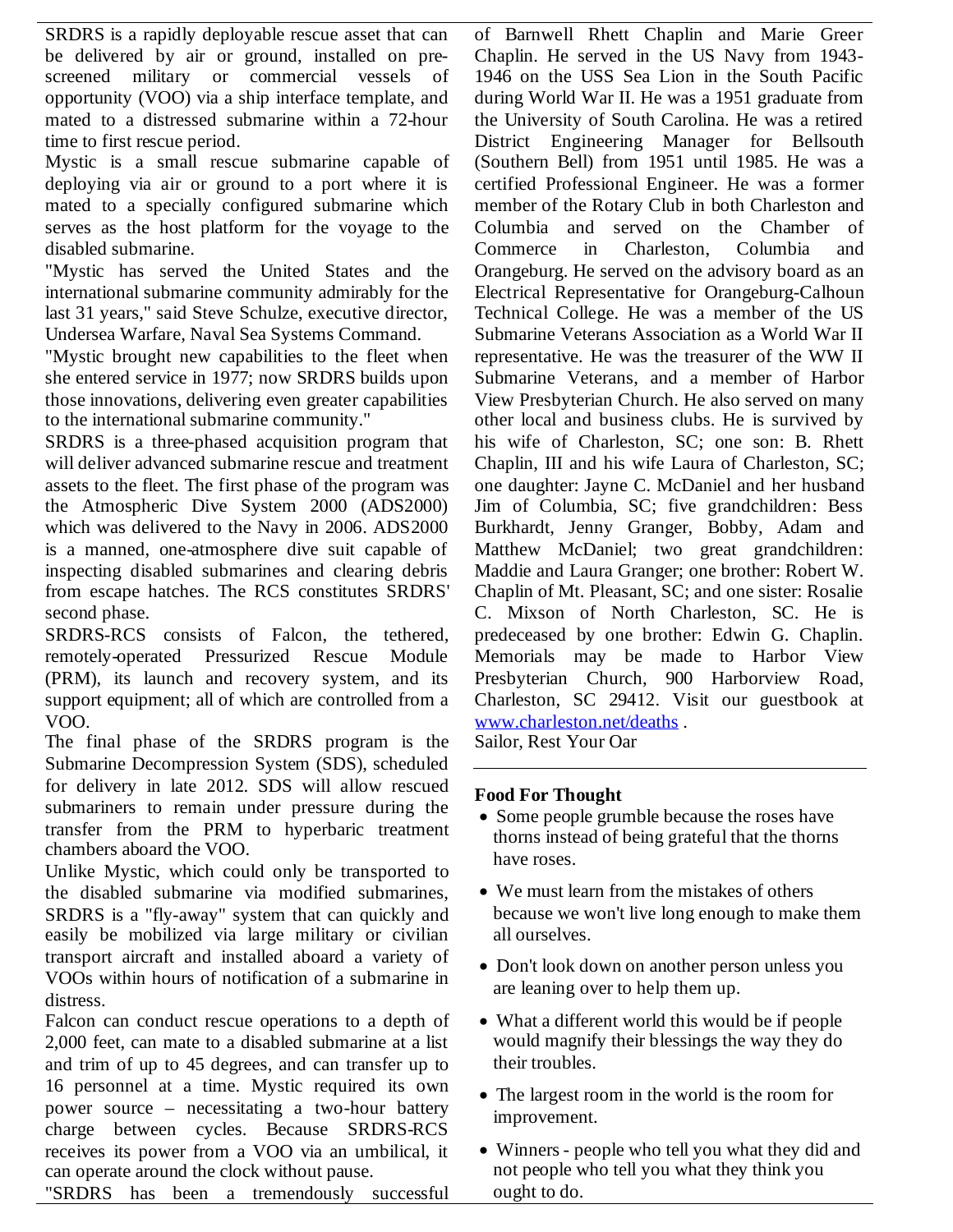SRDRS is a rapidly deployable rescue asset that can be delivered by air or ground, installed on pre-screened military or commercial vessels of opportunity (VOO) via a ship interface template, and mated to a distressed submarine within a 72-hour time to first rescue period.

Mystic is a small rescue submarine capable of deploying via air or ground to a port where it is mated to a specially configured submarine which serves as the host platform for the voyage to the disabled submarine.

"Mystic has served the United States and the international submarine community admirably for the last 31 years," said Steve Schulze, executive director, Undersea Warfare, Naval Sea Systems Command.

"Mystic brought new capabilities to the fleet when she entered service in 1977; now SRDRS builds upon those innovations, delivering even greater capabilities to the international submarine community."

SRDRS is a three-phased acquisition program that will deliver advanced submarine rescue and treatment assets to the fleet. The first phase of the program was the Atmospheric Dive System 2000 (ADS2000) which was delivered to the Navy in 2006. ADS2000 is a manned, one-atmosphere dive suit capable of inspecting disabled submarines and clearing debris from escape hatches. The RCS constitutes SRDRS' second phase.

SRDRS-RCS consists of Falcon, the tethered, remotely-operated Pressurized Rescue Module (PRM), its launch and recovery system, and its support equipment; all of which are controlled from a VOO.

The final phase of the SRDRS program is the Submarine Decompression System (SDS), scheduled for delivery in late 2012. SDS will allow rescued submariners to remain under pressure during the transfer from the PRM to hyperbaric treatment chambers aboard the VOO.

Unlike Mystic, which could only be transported to the disabled submarine via modified submarines, SRDRS is a "fly-away" system that can quickly and easily be mobilized via large military or civilian transport aircraft and installed aboard a variety of VOOs within hours of notification of a submarine in distress.

Falcon can conduct rescue operations to a depth of 2,000 feet, can mate to a disabled submarine at a list and trim of up to 45 degrees, and can transfer up to 16 personnel at a time. Mystic required its own power source – necessitating a two-hour battery charge between cycles. Because SRDRS-RCS receives its power from a VOO via an umbilical, it can operate around the clock without pause.

"SRDRS has been a tremendously successful

of Barnwell Rhett Chaplin and Marie Greer Chaplin. He served in the US Navy from 1943-1946 on the USS Sea Lion in the South Pacific during World War II. He was a 1951 graduate from the University of South Carolina. He was a retired District Engineering Manager for Bellsouth (Southern Bell) from 1951 until 1985. He was a certified Professional Engineer. He was a former member of the Rotary Club in both Charleston and Columbia and served on the Chamber of Commerce in Charleston, Columbia and Orangeburg. He served on the advisory board as an Electrical Representative for Orangeburg-Calhoun Technical College. He was a member of the US Submarine Veterans Association as a World War II representative. He was the treasurer of the WW II Submarine Veterans, and a member of Harbor View Presbyterian Church. He also served on many other local and business clubs. He is survived by his wife of Charleston, SC; one son: B. Rhett Chaplin, III and his wife Laura of Charleston, SC; one daughter: Jayne C. McDaniel and her husband Jim of Columbia, SC; five grandchildren: Bess Burkhardt, Jenny Granger, Bobby, Adam and Matthew McDaniel; two great grandchildren: Maddie and Laura Granger; one brother: Robert W. Chaplin of Mt. Pleasant, SC; and one sister: Rosalie C. Mixson of North Charleston, SC. He is predeceased by one brother: Edwin G. Chaplin. Memorials may be made to Harbor View Presbyterian Church, 900 Harborview Road, Charleston, SC 29412. Visit our guestbook at [www.charleston.net/deaths](http://www.charleston.net/deaths) .

Sailor, Rest Your Oar

---

**Food For Thought**

- Some people grumble because the roses have thorns instead of being grateful that the thorns have roses.
- We must learn from the mistakes of others because we won't live long enough to make them all ourselves.
- Don't look down on another person unless you are leaning over to help them up.
- What a different world this would be if people would magnify their blessings the way they do their troubles.
- The largest room in the world is the room for improvement.
- Winners - people who tell you what they did and not people who tell you what they think you ought to do.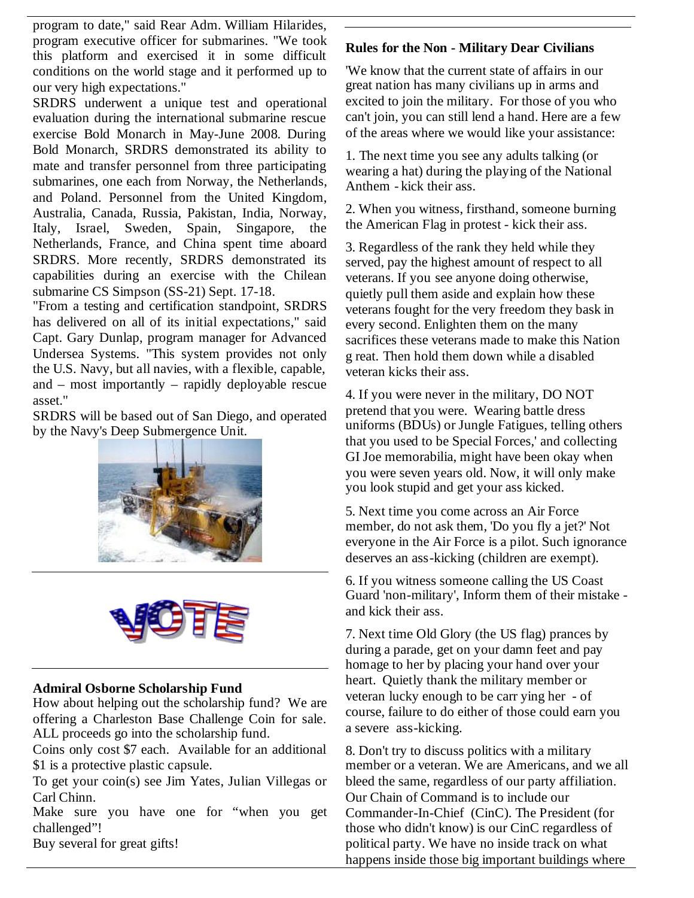program to date," said Rear Adm. William Hilarides, program executive officer for submarines. "We took this platform and exercised it in some difficult conditions on the world stage and it performed up to our very high expectations."

SRDRS underwent a unique test and operational evaluation during the international submarine rescue exercise Bold Monarch in May-June 2008. During Bold Monarch, SRDRS demonstrated its ability to mate and transfer personnel from three participating submarines, one each from Norway, the Netherlands, and Poland. Personnel from the United Kingdom, Australia, Canada, Russia, Pakistan, India, Norway, Italy, Israel, Sweden, Spain, Singapore, the Netherlands, France, and China spent time aboard SRDRS. More recently, SRDRS demonstrated its capabilities during an exercise with the Chilean submarine CS Simpson (SS-21) Sept. 17-18.

"From a testing and certification standpoint, SRDRS has delivered on all of its initial expectations," said Capt. Gary Dunlap, program manager for Advanced Undersea Systems. "This system provides not only the U.S. Navy, but all navies, with a flexible, capable, and – most importantly – rapidly deployable rescue asset."

SRDRS will be based out of San Diego, and operated by the Navy's Deep Submergence Unit.

VOTE

### Admiral Osborne Scholarship Fund

How about helping out the scholarship fund? We are offering a Charleston Base Challenge Coin for sale. ALL proceeds go into the scholarship fund.

Coins only cost $7 each. Available for an additional $1 is a protective plastic capsule.

To get your coin(s) see Jim Yates, Julian Villegas or Carl Chinn.

Make sure you have one for "when you get challenged"!

Buy several for great gifts!

### Rules for the Non - Military Dear Civilians

'We know that the current state of affairs in our great nation has many civilians up in arms and excited to join the military. For those of you who can't join, you can still lend a hand. Here are a few of the areas where we would like your assistance:

1. The next time you see any adults talking (or wearing a hat) during the playing of the National Anthem - kick their ass.

2. When you witness, firsthand, someone burning the American Flag in protest - kick their ass.

3. Regardless of the rank they held while they served, pay the highest amount of respect to all veterans. If you see anyone doing otherwise, quietly pull them aside and explain how these veterans fought for the very freedom they bask in every second. Enlighten them on the many sacrifices these veterans made to make this Nation g reat. Then hold them down while a disabled veteran kicks their ass.

4. If you were never in the military, DO NOT pretend that you were. Wearing battle dress uniforms (BDUs) or Jungle Fatigues, telling others that you used to be Special Forces,' and collecting GI Joe memorabilia, might have been okay when you were seven years old. Now, it will only make you look stupid and get your ass kicked.

5. Next time you come across an Air Force member, do not ask them, 'Do you fly a jet?' Not everyone in the Air Force is a pilot. Such ignorance deserves an ass-kicking (children are exempt).

6. If you witness someone calling the US Coast Guard 'non-military', Inform them of their mistake - and kick their ass.

7. Next time Old Glory (the US flag) prances by during a parade, get on your damn feet and pay homage to her by placing your hand over your heart. Quietly thank the military member or veteran lucky enough to be carr ying her - of course, failure to do either of those could earn you a severe ass-kicking.

8. Don't try to discuss politics with a military member or a veteran. We are Americans, and we all bleed the same, regardless of our party affiliation. Our Chain of Command is to include our Commander-In-Chief (CinC). The President (for those who didn't know) is our CinC regardless of political party. We have no inside track on what happens inside those big important buildings where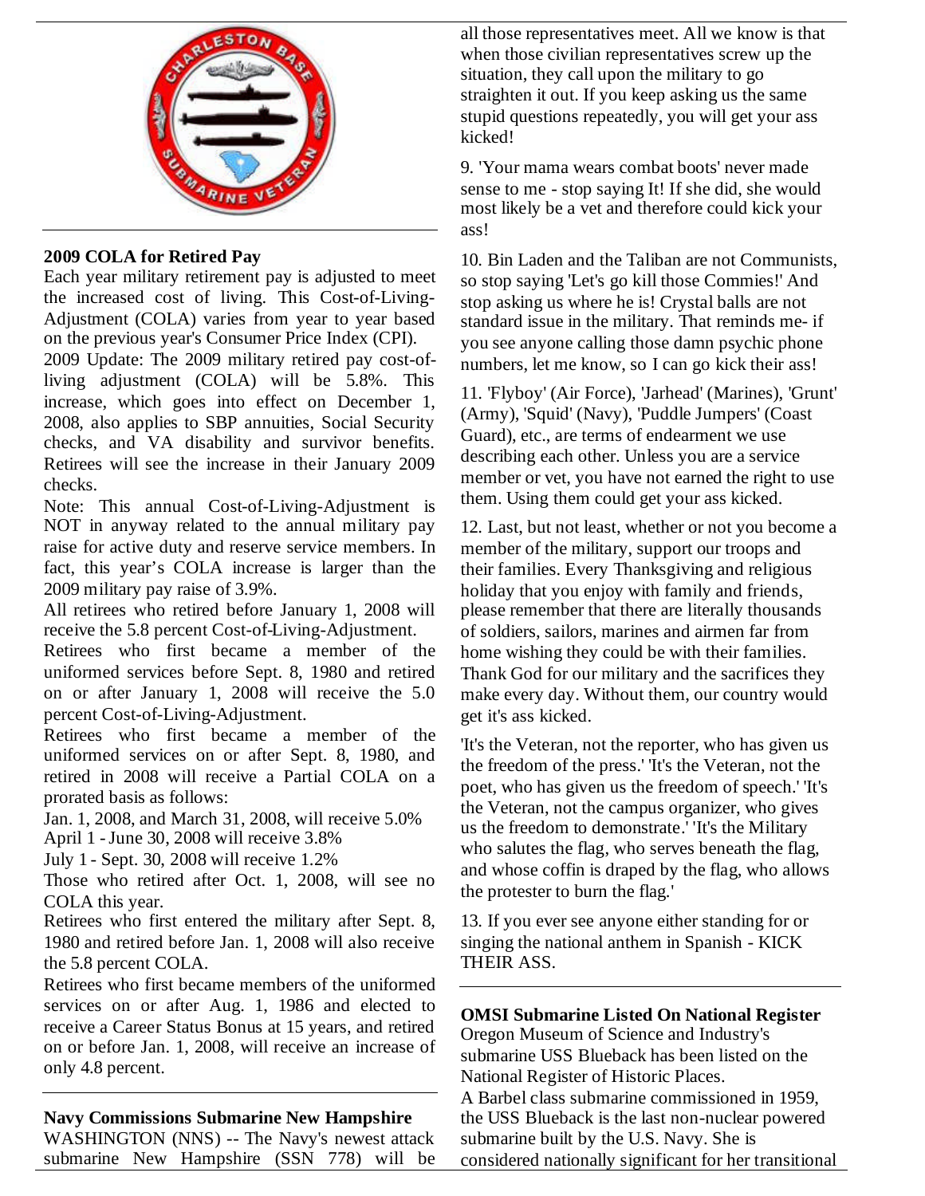## 2009 COLA for Retired Pay

Each year military retirement pay is adjusted to meet the increased cost of living. This Cost-of-Living-Adjustment (COLA) varies from year to year based on the previous year's Consumer Price Index (CPI).

2009 Update: The 2009 military retired pay cost-of-living adjustment (COLA) will be 5.8%. This increase, which goes into effect on December 1, 2008, also applies to SBP annuities, Social Security checks, and VA disability and survivor benefits. Retirees will see the increase in their January 2009 checks.

Note: This annual Cost-of-Living-Adjustment is NOT in anyway related to the annual military pay raise for active duty and reserve service members. In fact, this year's COLA increase is larger than the 2009 military pay raise of 3.9%.

All retirees who retired before January 1, 2008 will receive the 5.8 percent Cost-of-Living-Adjustment.

Retirees who first became a member of the uniformed services before Sept. 8, 1980 and retired on or after January 1, 2008 will receive the 5.0 percent Cost-of-Living-Adjustment.

Retirees who first became a member of the uniformed services on or after Sept. 8, 1980, and retired in 2008 will receive a Partial COLA on a prorated basis as follows:

Jan. 1, 2008, and March 31, 2008, will receive 5.0%

April 1 - June 30, 2008 will receive 3.8%

July 1 - Sept. 30, 2008 will receive 1.2%

Those who retired after Oct. 1, 2008, will see no COLA this year.

Retirees who first entered the military after Sept. 8, 1980 and retired before Jan. 1, 2008 will also receive the 5.8 percent COLA.

Retirees who first became members of the uniformed services on or after Aug. 1, 1986 and elected to receive a Career Status Bonus at 15 years, and retired on or before Jan. 1, 2008, will receive an increase of only 4.8 percent.

## Navy Commissions Submarine New Hampshire

WASHINGTON (NNS) -- The Navy's newest attack submarine New Hampshire (SSN 778) will be

all those representatives meet. All we know is that when those civilian representatives screw up the situation, they call upon the military to go straighten it out. If you keep asking us the same stupid questions repeatedly, you will get your ass kicked!

9. 'Your mama wears combat boots' never made sense to me - stop saying It! If she did, she would most likely be a vet and therefore could kick your ass!

10. Bin Laden and the Taliban are not Communists, so stop saying 'Let's go kill those Commies!' And stop asking us where he is! Crystal balls are not standard issue in the military. That reminds me- if you see anyone calling those damn psychic phone numbers, let me know, so I can go kick their ass!

11. 'Flyboy' (Air Force), 'Jarhead' (Marines), 'Grunt' (Army), 'Squid' (Navy), 'Puddle Jumpers' (Coast Guard), etc., are terms of endearment we use describing each other. Unless you are a service member or vet, you have not earned the right to use them. Using them could get your ass kicked.

12. Last, but not least, whether or not you become a member of the military, support our troops and their families. Every Thanksgiving and religious holiday that you enjoy with family and friends, please remember that there are literally thousands of soldiers, sailors, marines and airmen far from home wishing they could be with their families. Thank God for our military and the sacrifices they make every day. Without them, our country would get it's ass kicked.

'It's the Veteran, not the reporter, who has given us the freedom of the press.' 'It's the Veteran, not the poet, who has given us the freedom of speech.' 'It's the Veteran, not the campus organizer, who gives us the freedom to demonstrate.' 'It's the Military who salutes the flag, who serves beneath the flag, and whose coffin is draped by the flag, who allows the protester to burn the flag.'

13. If you ever see anyone either standing for or singing the national anthem in Spanish - KICK THEIR ASS.

## OMSI Submarine Listed On National Register

Oregon Museum of Science and Industry's submarine USS Blueback has been listed on the National Register of Historic Places.

A Barbel class submarine commissioned in 1959, the USS Blueback is the last non-nuclear powered submarine built by the U.S. Navy. She is considered nationally significant for her transitional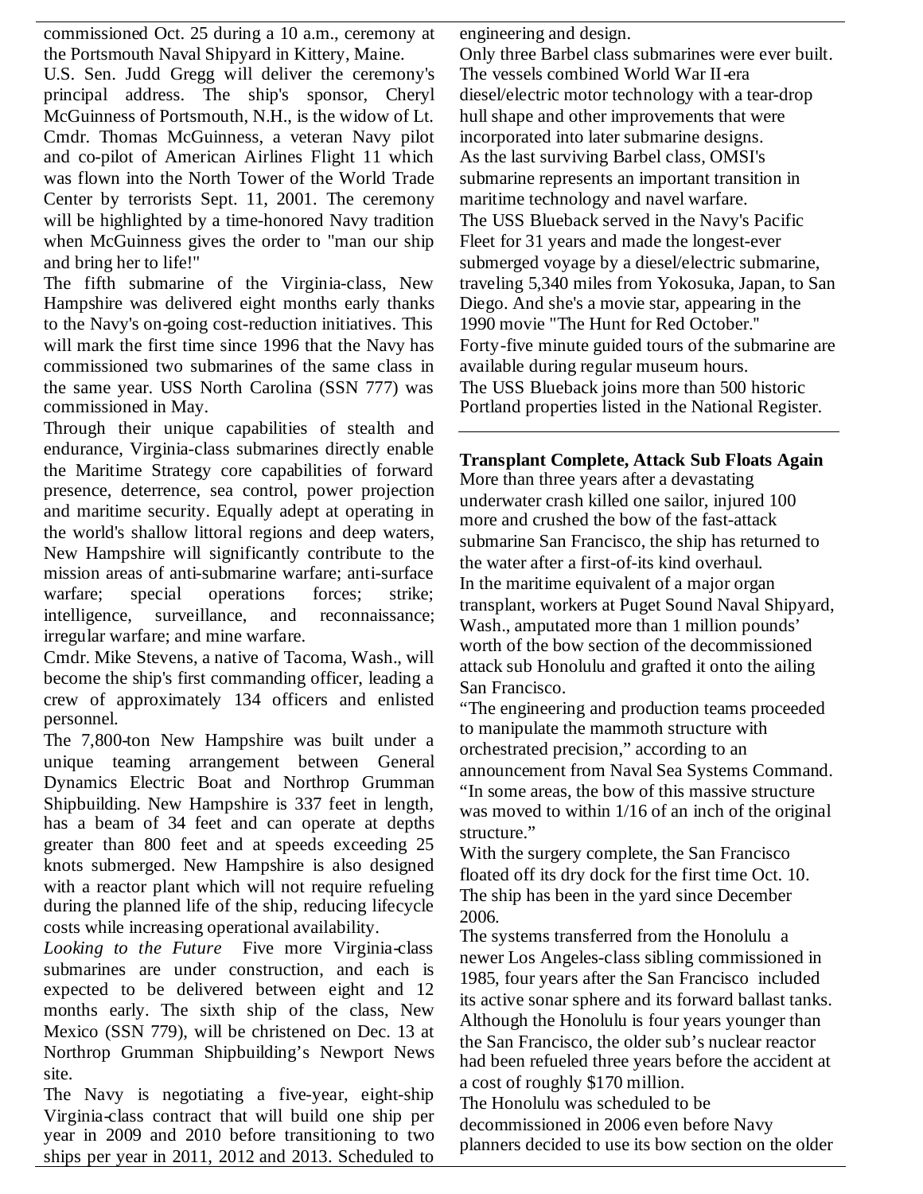commissioned Oct. 25 during a 10 a.m., ceremony at the Portsmouth Naval Shipyard in Kittery, Maine.

U.S. Sen. Judd Gregg will deliver the ceremony's principal address. The ship's sponsor, Cheryl McGuinness of Portsmouth, N.H., is the widow of Lt. Cmdr. Thomas McGuinness, a veteran Navy pilot and co-pilot of American Airlines Flight 11 which was flown into the North Tower of the World Trade Center by terrorists Sept. 11, 2001. The ceremony will be highlighted by a time-honored Navy tradition when McGuinness gives the order to "man our ship and bring her to life!"

The fifth submarine of the Virginia-class, New Hampshire was delivered eight months early thanks to the Navy's on-going cost-reduction initiatives. This will mark the first time since 1996 that the Navy has commissioned two submarines of the same class in the same year. USS North Carolina (SSN 777) was commissioned in May.

Through their unique capabilities of stealth and endurance, Virginia-class submarines directly enable the Maritime Strategy core capabilities of forward presence, deterrence, sea control, power projection and maritime security. Equally adept at operating in the world's shallow littoral regions and deep waters, New Hampshire will significantly contribute to the mission areas of anti-submarine warfare; anti-surface warfare; special operations forces; strike; intelligence, surveillance, and reconnaissance; irregular warfare; and mine warfare.

Cmdr. Mike Stevens, a native of Tacoma, Wash., will become the ship's first commanding officer, leading a crew of approximately 134 officers and enlisted personnel.

The 7,800-ton New Hampshire was built under a unique teaming arrangement between General Dynamics Electric Boat and Northrop Grumman Shipbuilding. New Hampshire is 337 feet in length, has a beam of 34 feet and can operate at depths greater than 800 feet and at speeds exceeding 25 knots submerged. New Hampshire is also designed with a reactor plant which will not require refueling during the planned life of the ship, reducing lifecycle costs while increasing operational availability.

*Looking to the Future* Five more Virginia-class submarines are under construction, and each is expected to be delivered between eight and 12 months early. The sixth ship of the class, New Mexico (SSN 779), will be christened on Dec. 13 at Northrop Grumman Shipbuilding's Newport News site.

The Navy is negotiating a five-year, eight-ship Virginia-class contract that will build one ship per year in 2009 and 2010 before transitioning to two ships per year in 2011, 2012 and 2013. Scheduled to

engineering and design.

Only three Barbel class submarines were ever built. The vessels combined World War II-era diesel/electric motor technology with a tear-drop hull shape and other improvements that were incorporated into later submarine designs.

As the last surviving Barbel class, OMSI's submarine represents an important transition in maritime technology and navel warfare.

The USS Blueback served in the Navy's Pacific Fleet for 31 years and made the longest-ever submerged voyage by a diesel/electric submarine, traveling 5,340 miles from Yokosuka, Japan, to San Diego. And she's a movie star, appearing in the 1990 movie "The Hunt for Red October."

Forty-five minute guided tours of the submarine are available during regular museum hours.

The USS Blueback joins more than 500 historic Portland properties listed in the National Register.

---

**Transplant Complete, Attack Sub Floats Again**

More than three years after a devastating underwater crash killed one sailor, injured 100 more and crushed the bow of the fast-attack submarine San Francisco, the ship has returned to the water after a first-of-its kind overhaul.

In the maritime equivalent of a major organ transplant, workers at Puget Sound Naval Shipyard, Wash., amputated more than 1 million pounds' worth of the bow section of the decommissioned attack sub Honolulu and grafted it onto the ailing San Francisco.

"The engineering and production teams proceeded to manipulate the mammoth structure with orchestrated precision," according to an announcement from Naval Sea Systems Command. "In some areas, the bow of this massive structure was moved to within 1/16 of an inch of the original structure."

With the surgery complete, the San Francisco floated off its dry dock for the first time Oct. 10. The ship has been in the yard since December 2006.

The systems transferred from the Honolulu a newer Los Angeles-class sibling commissioned in 1985, four years after the San Francisco included its active sonar sphere and its forward ballast tanks.

Although the Honolulu is four years younger than the San Francisco, the older sub's nuclear reactor had been refueled three years before the accident at a cost of roughly $170 million.

The Honolulu was scheduled to be decommissioned in 2006 even before Navy planners decided to use its bow section on the older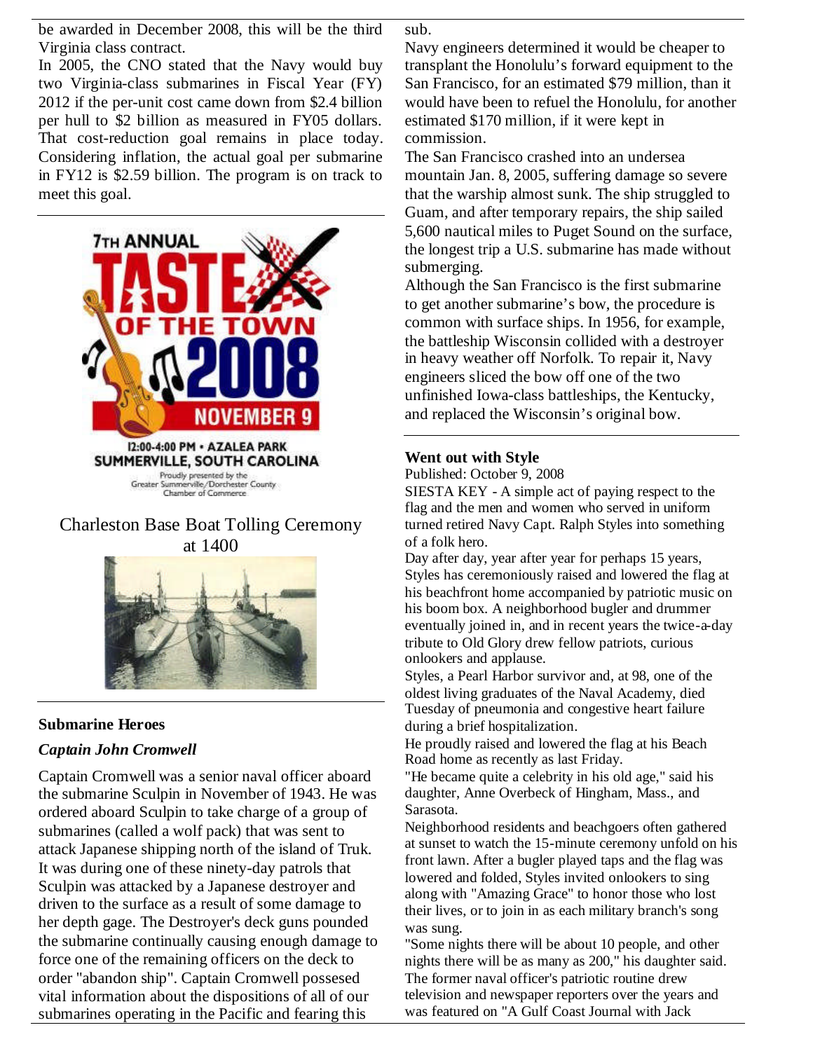be awarded in December 2008, this will be the third Virginia class contract.

In 2005, the CNO stated that the Navy would buy two Virginia-class submarines in Fiscal Year (FY) 2012 if the per-unit cost came down from $2.4 billion per hull to $2 billion as measured in FY05 dollars. That cost-reduction goal remains in place today. Considering inflation, the actual goal per submarine in FY12 is $2.59 billion. The program is on track to meet this goal.

7TH ANNUAL TASTE OF THE TOWN 2008 NOVEMBER 9

12:00-4:00 PM • AZALEA PARK
SUMMERVILLE, SOUTH CAROLINA

Proudly presented by the Greater Summerville/Dorchester County Chamber of Commerce

Charleston Base Boat Tolling Ceremony at 1400

## Submarine Heroes

### *Captain John Cromwell*

Captain Cromwell was a senior naval officer aboard the submarine Sculpin in November of 1943. He was ordered aboard Sculpin to take charge of a group of submarines (called a wolf pack) that was sent to attack Japanese shipping north of the island of Truk. It was during one of these ninety-day patrols that Sculpin was attacked by a Japanese destroyer and driven to the surface as a result of some damage to her depth gage. The Destroyer's deck guns pounded the submarine continually causing enough damage to force one of the remaining officers on the deck to order "abandon ship". Captain Cromwell possesed vital information about the dispositions of all of our submarines operating in the Pacific and fearing this

sub.

Navy engineers determined it would be cheaper to transplant the Honolulu's forward equipment to the San Francisco, for an estimated $79 million, than it would have been to refuel the Honolulu, for another estimated $170 million, if it were kept in commission.

The San Francisco crashed into an undersea mountain Jan. 8, 2005, suffering damage so severe that the warship almost sunk. The ship struggled to Guam, and after temporary repairs, the ship sailed 5,600 nautical miles to Puget Sound on the surface, the longest trip a U.S. submarine has made without submerging.

Although the San Francisco is the first submarine to get another submarine's bow, the procedure is common with surface ships. In 1956, for example, the battleship Wisconsin collided with a destroyer in heavy weather off Norfolk. To repair it, Navy engineers sliced the bow off one of the two unfinished Iowa-class battleships, the Kentucky, and replaced the Wisconsin's original bow.

## Went out with Style

Published: October 9, 2008

SIESTA KEY - A simple act of paying respect to the flag and the men and women who served in uniform turned retired Navy Capt. Ralph Styles into something of a folk hero.

Day after day, year after year for perhaps 15 years, Styles has ceremoniously raised and lowered the flag at his beachfront home accompanied by patriotic music on his boom box. A neighborhood bugler and drummer eventually joined in, and in recent years the twice-a-day tribute to Old Glory drew fellow patriots, curious onlookers and applause.

Styles, a Pearl Harbor survivor and, at 98, one of the oldest living graduates of the Naval Academy, died Tuesday of pneumonia and congestive heart failure during a brief hospitalization.

He proudly raised and lowered the flag at his Beach Road home as recently as last Friday.

"He became quite a celebrity in his old age," said his daughter, Anne Overbeck of Hingham, Mass., and Sarasota.

Neighborhood residents and beachgoers often gathered at sunset to watch the 15-minute ceremony unfold on his front lawn. After a bugler played taps and the flag was lowered and folded, Styles invited onlookers to sing along with "Amazing Grace" to honor those who lost their lives, or to join in as each military branch's song was sung.

"Some nights there will be about 10 people, and other nights there will be as many as 200," his daughter said.

The former naval officer's patriotic routine drew television and newspaper reporters over the years and was featured on "A Gulf Coast Journal with Jack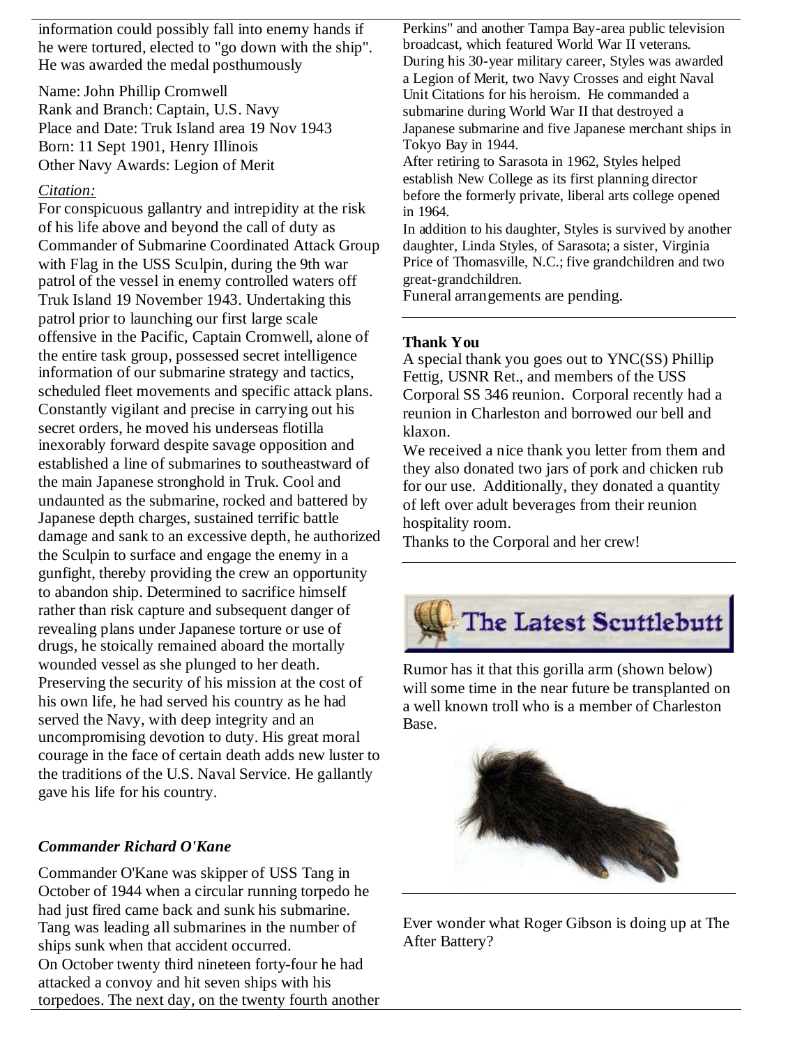information could possibly fall into enemy hands if he were tortured, elected to "go down with the ship". He was awarded the medal posthumously

Name: John Phillip Cromwell
Rank and Branch: Captain, U.S. Navy
Place and Date: Truk Island area 19 Nov 1943
Born: 11 Sept 1901, Henry Illinois
Other Navy Awards: Legion of Merit

*Citation:*
For conspicuous gallantry and intrepidity at the risk of his life above and beyond the call of duty as Commander of Submarine Coordinated Attack Group with Flag in the USS Sculpin, during the 9th war patrol of the vessel in enemy controlled waters off Truk Island 19 November 1943. Undertaking this patrol prior to launching our first large scale offensive in the Pacific, Captain Cromwell, alone of the entire task group, possessed secret intelligence information of our submarine strategy and tactics, scheduled fleet movements and specific attack plans. Constantly vigilant and precise in carrying out his secret orders, he moved his underseas flotilla inexorably forward despite savage opposition and established a line of submarines to southeastward of the main Japanese stronghold in Truk. Cool and undaunted as the submarine, rocked and battered by Japanese depth charges, sustained terrific battle damage and sank to an excessive depth, he authorized the Sculpin to surface and engage the enemy in a gunfight, thereby providing the crew an opportunity to abandon ship. Determined to sacrifice himself rather than risk capture and subsequent danger of revealing plans under Japanese torture or use of drugs, he stoically remained aboard the mortally wounded vessel as she plunged to her death. Preserving the security of his mission at the cost of his own life, he had served his country as he had served the Navy, with deep integrity and an uncompromising devotion to duty. His great moral courage in the face of certain death adds new luster to the traditions of the U.S. Naval Service. He gallantly gave his life for his country.

### *Commander Richard O'Kane*

Commander O'Kane was skipper of USS Tang in October of 1944 when a circular running torpedo he had just fired came back and sunk his submarine. Tang was leading all submarines in the number of ships sunk when that accident occurred.
On October twenty third nineteen forty-four he had attacked a convoy and hit seven ships with his torpedoes. The next day, on the twenty fourth another

Perkins" and another Tampa Bay-area public television broadcast, which featured World War II veterans.
During his 30-year military career, Styles was awarded a Legion of Merit, two Navy Crosses and eight Naval Unit Citations for his heroism. He commanded a submarine during World War II that destroyed a Japanese submarine and five Japanese merchant ships in Tokyo Bay in 1944.
After retiring to Sarasota in 1962, Styles helped establish New College as its first planning director before the formerly private, liberal arts college opened in 1964.
In addition to his daughter, Styles is survived by another daughter, Linda Styles, of Sarasota; a sister, Virginia Price of Thomasville, N.C.; five grandchildren and two great-grandchildren.
Funeral arrangements are pending.

---

**Thank You**
A special thank you goes out to YNC(SS) Phillip Fettig, USNR Ret., and members of the USS Corporal SS 346 reunion. Corporal recently had a reunion in Charleston and borrowed our bell and klaxon.
We received a nice thank you letter from them and they also donated two jars of pork and chicken rub for our use. Additionally, they donated a quantity of left over adult beverages from their reunion hospitality room.
Thanks to the Corporal and her crew!

---

## The Latest Scuttlebutt

Rumor has it that this gorilla arm (shown below) will some time in the near future be transplanted on a well known troll who is a member of Charleston Base.

---

Ever wonder what Roger Gibson is doing up at The After Battery?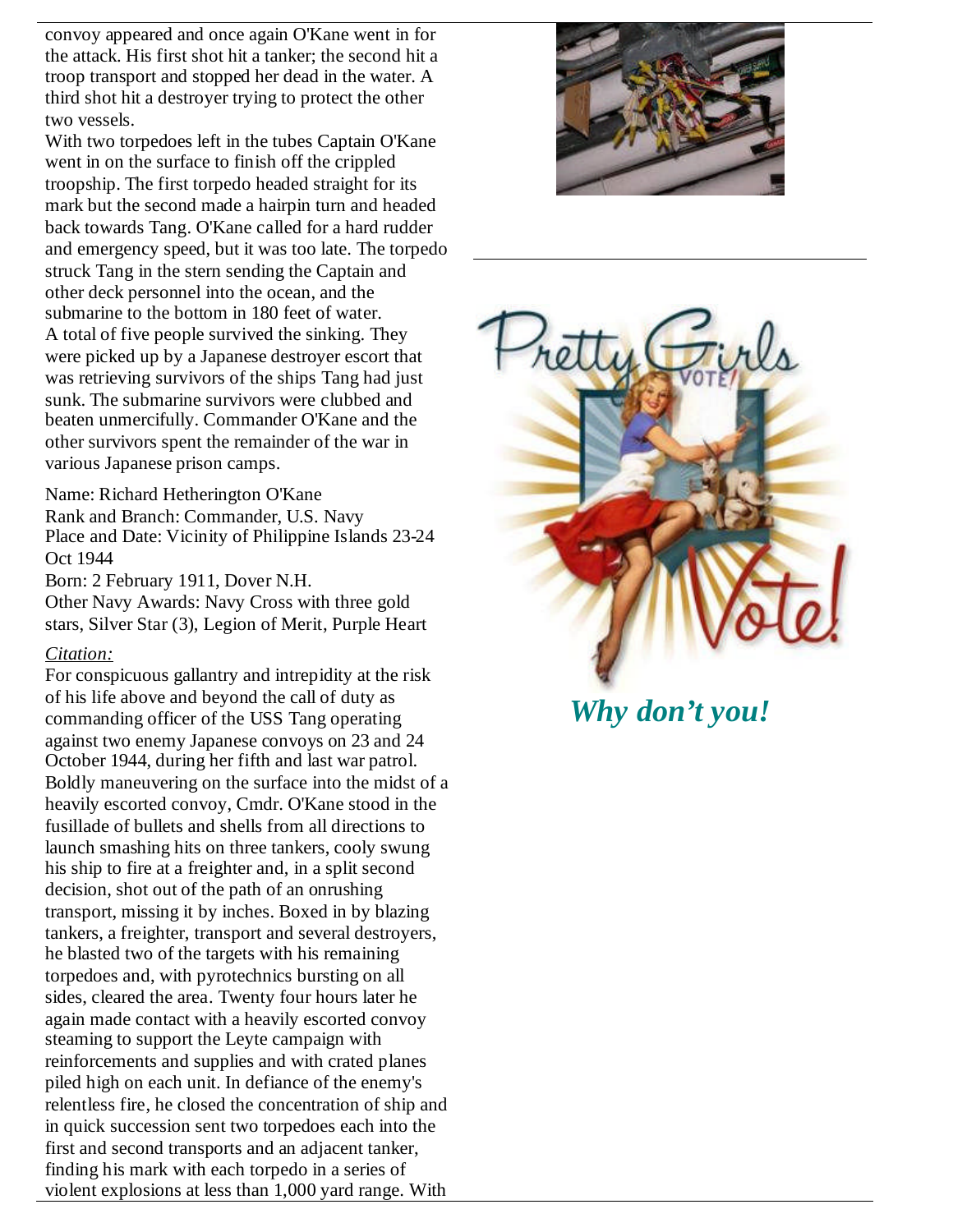convoy appeared and once again O'Kane went in for the attack. His first shot hit a tanker; the second hit a troop transport and stopped her dead in the water. A third shot hit a destroyer trying to protect the other two vessels.

With two torpedoes left in the tubes Captain O'Kane went in on the surface to finish off the crippled troopship. The first torpedo headed straight for its mark but the second made a hairpin turn and headed back towards Tang. O'Kane called for a hard rudder and emergency speed, but it was too late. The torpedo struck Tang in the stern sending the Captain and other deck personnel into the ocean, and the submarine to the bottom in 180 feet of water.

A total of five people survived the sinking. They were picked up by a Japanese destroyer escort that was retrieving survivors of the ships Tang had just sunk. The submarine survivors were clubbed and beaten unmercifully. Commander O'Kane and the other survivors spent the remainder of the war in various Japanese prison camps.

Name: Richard Hetherington O'Kane
Rank and Branch: Commander, U.S. Navy
Place and Date: Vicinity of Philippine Islands 23-24 Oct 1944
Born: 2 February 1911, Dover N.H.
Other Navy Awards: Navy Cross with three gold stars, Silver Star (3), Legion of Merit, Purple Heart

*Citation:*

For conspicuous gallantry and intrepidity at the risk of his life above and beyond the call of duty as commanding officer of the USS Tang operating against two enemy Japanese convoys on 23 and 24 October 1944, during her fifth and last war patrol. Boldly maneuvering on the surface into the midst of a heavily escorted convoy, Cmdr. O'Kane stood in the fusillade of bullets and shells from all directions to launch smashing hits on three tankers, cooly swung his ship to fire at a freighter and, in a split second decision, shot out of the path of an onrushing transport, missing it by inches. Boxed in by blazing tankers, a freighter, transport and several destroyers, he blasted two of the targets with his remaining torpedoes and, with pyrotechnics bursting on all sides, cleared the area. Twenty four hours later he again made contact with a heavily escorted convoy steaming to support the Leyte campaign with reinforcements and supplies and with crated planes piled high on each unit. In defiance of the enemy's relentless fire, he closed the concentration of ship and in quick succession sent two torpedoes each into the first and second transports and an adjacent tanker, finding his mark with each torpedo in a series of violent explosions at less than 1,000 yard range. With

Pretty Girls VOTE!

Vote!

***Why don't you!***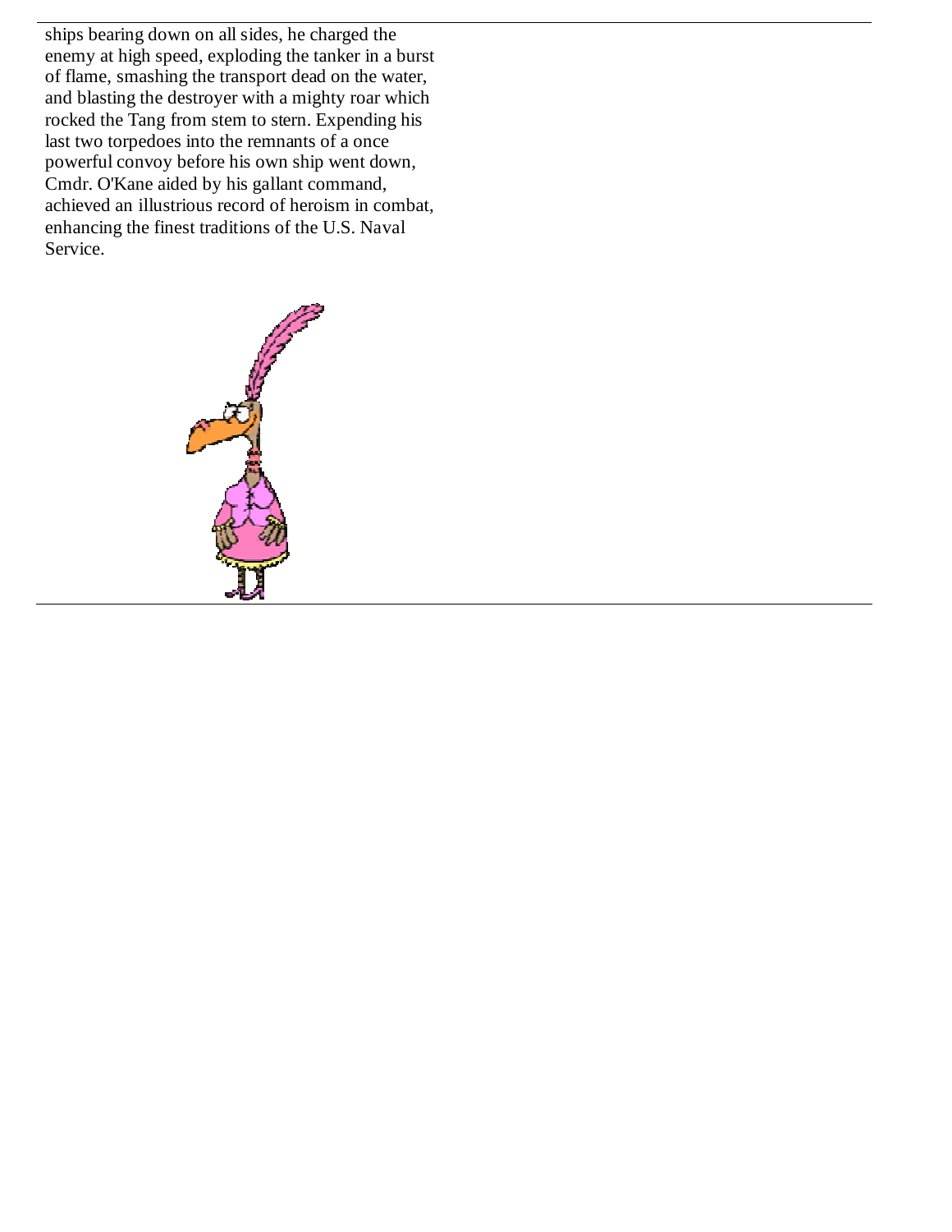ships bearing down on all sides, he charged the enemy at high speed, exploding the tanker in a burst of flame, smashing the transport dead on the water, and blasting the destroyer with a mighty roar which rocked the Tang from stem to stern. Expending his last two torpedoes into the remnants of a once powerful convoy before his own ship went down, Cmdr. O'Kane aided by his gallant command, achieved an illustrious record of heroism in combat, enhancing the finest traditions of the U.S. Naval Service.